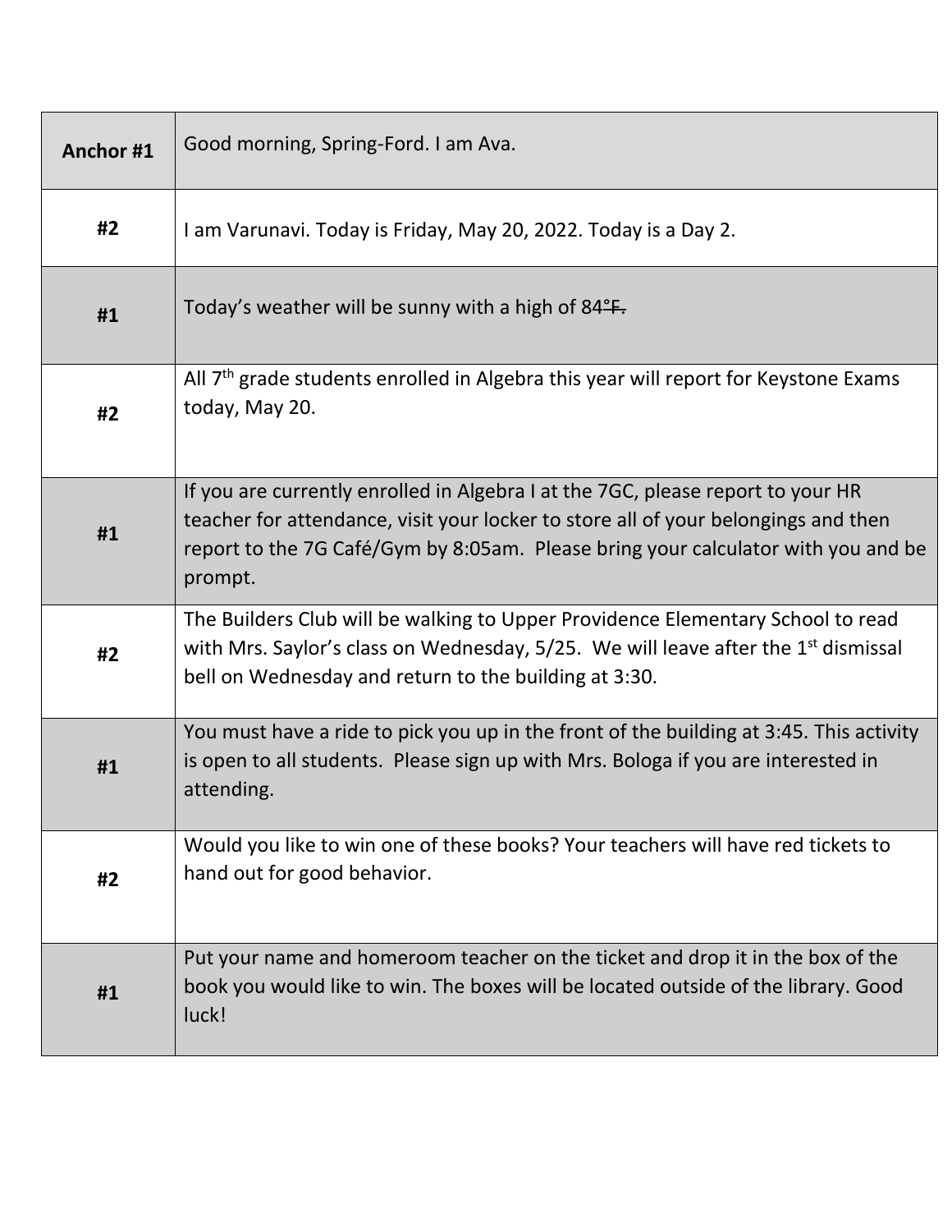| Anchor #1 | Good morning, Spring-Ford. I am Ava. |
| --- | --- |
| #2 | I am Varunavi. Today is Friday, May 20, 2022. Today is a Day 2. |
| #1 | Today's weather will be sunny with a high of 84~~°F.~~ |
| #2 | All 7th grade students enrolled in Algebra this year will report for Keystone Exams today, May 20. |
| #1 | If you are currently enrolled in Algebra I at the 7GC, please report to your HR teacher for attendance, visit your locker to store all of your belongings and then report to the 7G Café/Gym by 8:05am. Please bring your calculator with you and be prompt. |
| #2 | The Builders Club will be walking to Upper Providence Elementary School to read with Mrs. Saylor's class on Wednesday, 5/25. We will leave after the 1st dismissal bell on Wednesday and return to the building at 3:30. |
| #1 | You must have a ride to pick you up in the front of the building at 3:45. This activity is open to all students. Please sign up with Mrs. Bologa if you are interested in attending. |
| #2 | Would you like to win one of these books? Your teachers will have red tickets to hand out for good behavior. |
| #1 | Put your name and homeroom teacher on the ticket and drop it in the box of the book you would like to win. The boxes will be located outside of the library. Good luck! |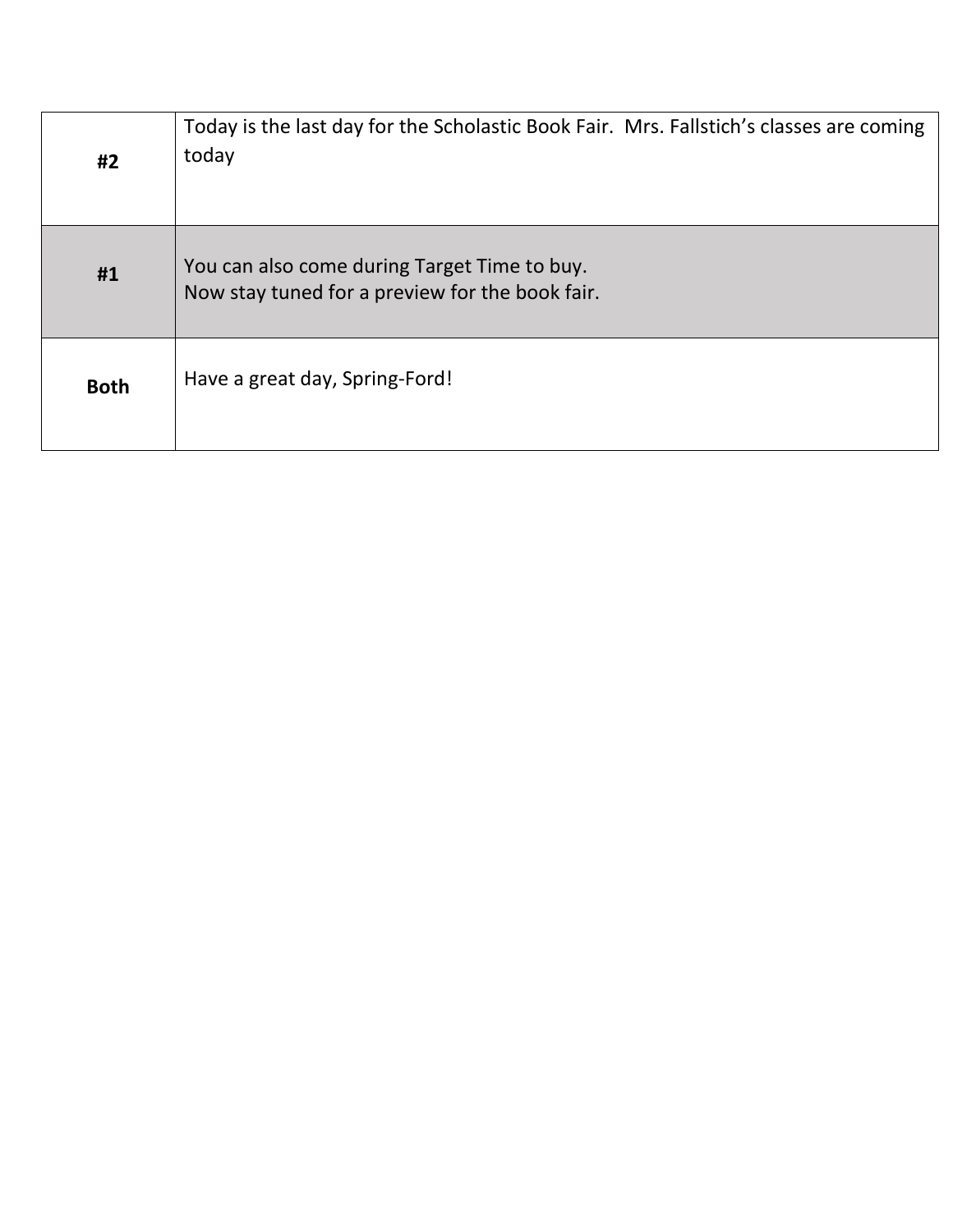| | |
|---|---|
| **#2** | Today is the last day for the Scholastic Book Fair. Mrs. Fallstich's classes are coming today |
| **#1** | You can also come during Target Time to buy.<br>Now stay tuned for a preview for the book fair. |
| **Both** | Have a great day, Spring-Ford! |